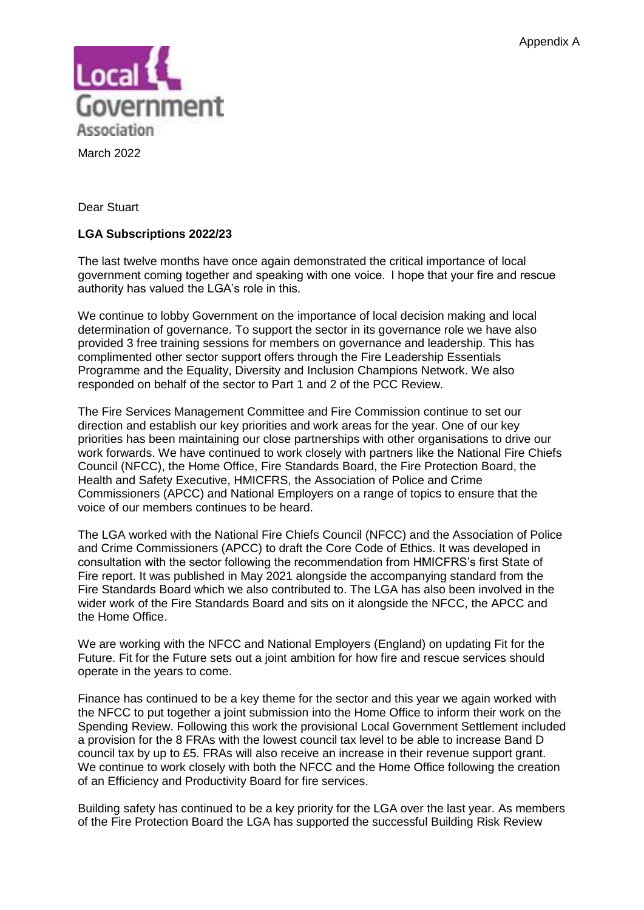Appendix A

Local Government Association

March 2022

Dear Stuart

**LGA Subscriptions 2022/23**

The last twelve months have once again demonstrated the critical importance of local government coming together and speaking with one voice. I hope that your fire and rescue authority has valued the LGA's role in this.

We continue to lobby Government on the importance of local decision making and local determination of governance. To support the sector in its governance role we have also provided 3 free training sessions for members on governance and leadership. This has complimented other sector support offers through the Fire Leadership Essentials Programme and the Equality, Diversity and Inclusion Champions Network. We also responded on behalf of the sector to Part 1 and 2 of the PCC Review.

The Fire Services Management Committee and Fire Commission continue to set our direction and establish our key priorities and work areas for the year. One of our key priorities has been maintaining our close partnerships with other organisations to drive our work forwards. We have continued to work closely with partners like the National Fire Chiefs Council (NFCC), the Home Office, Fire Standards Board, the Fire Protection Board, the Health and Safety Executive, HMICFRS, the Association of Police and Crime Commissioners (APCC) and National Employers on a range of topics to ensure that the voice of our members continues to be heard.

The LGA worked with the National Fire Chiefs Council (NFCC) and the Association of Police and Crime Commissioners (APCC) to draft the Core Code of Ethics. It was developed in consultation with the sector following the recommendation from HMICFRS's first State of Fire report. It was published in May 2021 alongside the accompanying standard from the Fire Standards Board which we also contributed to. The LGA has also been involved in the wider work of the Fire Standards Board and sits on it alongside the NFCC, the APCC and the Home Office.

We are working with the NFCC and National Employers (England) on updating Fit for the Future. Fit for the Future sets out a joint ambition for how fire and rescue services should operate in the years to come.

Finance has continued to be a key theme for the sector and this year we again worked with the NFCC to put together a joint submission into the Home Office to inform their work on the Spending Review. Following this work the provisional Local Government Settlement included a provision for the 8 FRAs with the lowest council tax level to be able to increase Band D council tax by up to £5. FRAs will also receive an increase in their revenue support grant. We continue to work closely with both the NFCC and the Home Office following the creation of an Efficiency and Productivity Board for fire services.

Building safety has continued to be a key priority for the LGA over the last year. As members of the Fire Protection Board the LGA has supported the successful Building Risk Review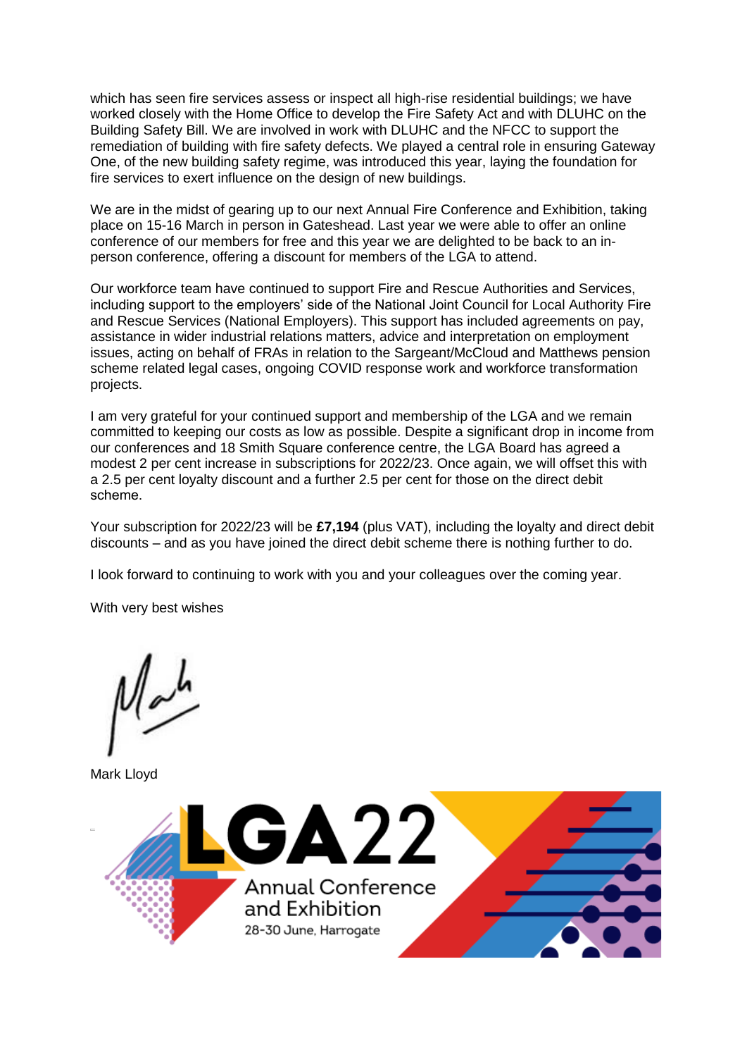which has seen fire services assess or inspect all high-rise residential buildings; we have worked closely with the Home Office to develop the Fire Safety Act and with DLUHC on the Building Safety Bill. We are involved in work with DLUHC and the NFCC to support the remediation of building with fire safety defects. We played a central role in ensuring Gateway One, of the new building safety regime, was introduced this year, laying the foundation for fire services to exert influence on the design of new buildings.

We are in the midst of gearing up to our next Annual Fire Conference and Exhibition, taking place on 15-16 March in person in Gateshead. Last year we were able to offer an online conference of our members for free and this year we are delighted to be back to an in-person conference, offering a discount for members of the LGA to attend.

Our workforce team have continued to support Fire and Rescue Authorities and Services, including support to the employers' side of the National Joint Council for Local Authority Fire and Rescue Services (National Employers). This support has included agreements on pay, assistance in wider industrial relations matters, advice and interpretation on employment issues, acting on behalf of FRAs in relation to the Sargeant/McCloud and Matthews pension scheme related legal cases, ongoing COVID response work and workforce transformation projects.

I am very grateful for your continued support and membership of the LGA and we remain committed to keeping our costs as low as possible. Despite a significant drop in income from our conferences and 18 Smith Square conference centre, the LGA Board has agreed a modest 2 per cent increase in subscriptions for 2022/23. Once again, we will offset this with a 2.5 per cent loyalty discount and a further 2.5 per cent for those on the direct debit scheme.

Your subscription for 2022/23 will be **£7,194** (plus VAT), including the loyalty and direct debit discounts – and as you have joined the direct debit scheme there is nothing further to do.

I look forward to continuing to work with you and your colleagues over the coming year.

With very best wishes

Mark Lloyd

LGA22
Annual Conference and Exhibition
28-30 June, Harrogate